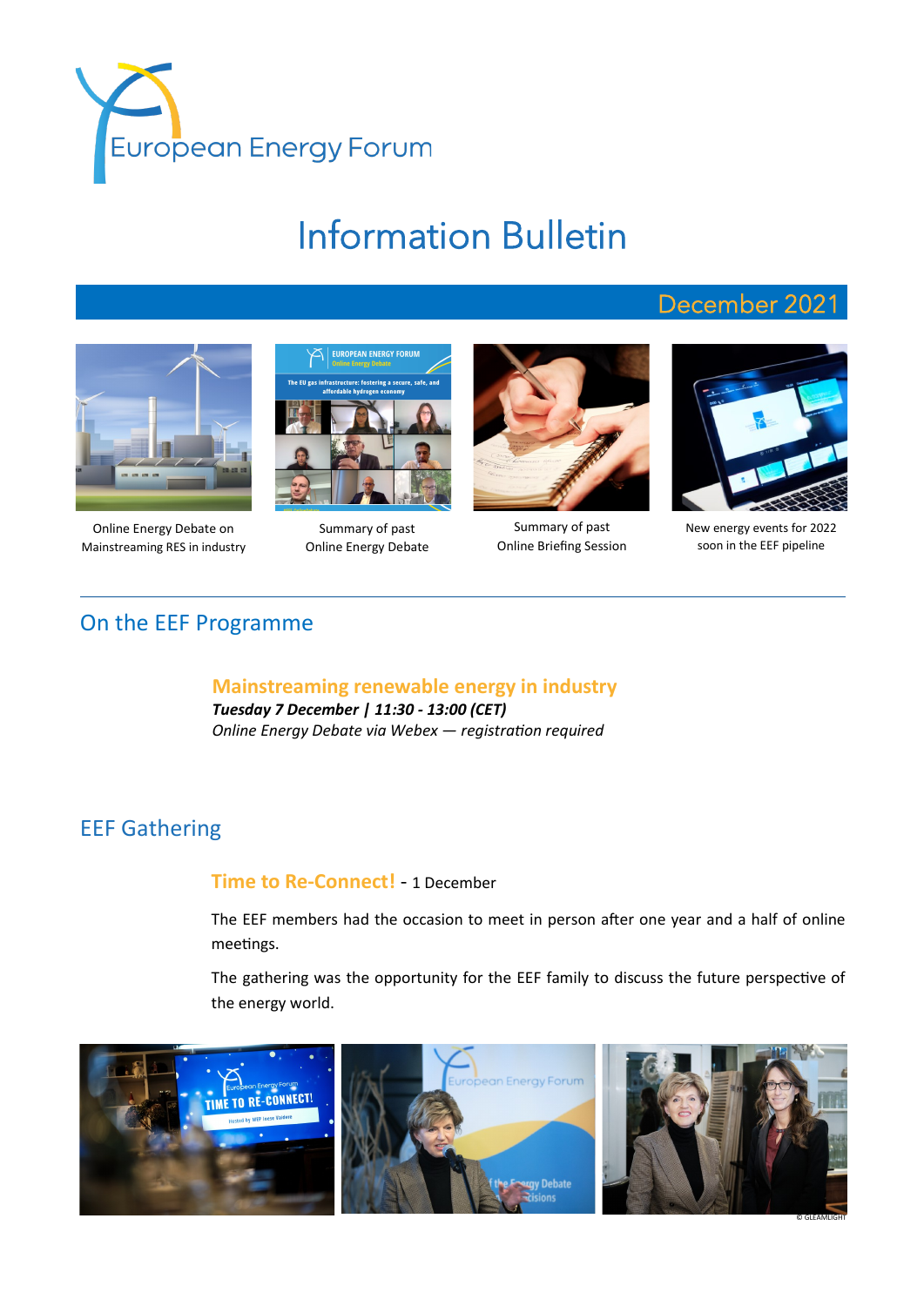European Energy Forum

# Information Bulletin

December 2021

Online Energy Debate on Mainstreaming RES in industry

Summary of past Online Energy Debate

Summary of past Online Briefing Session

New energy events for 2022 soon in the EEF pipeline

## On the EEF Programme

### Mainstreaming renewable energy in industry

***Tuesday 7 December | 11:30 - 13:00 (CET)***

*Online Energy Debate via Webex — registration required*

## EEF Gathering

### Time to Re-Connect! - 1 December

The EEF members had the occasion to meet in person after one year and a half of online meetings.

The gathering was the opportunity for the EEF family to discuss the future perspective of the energy world.

© GLEAMLIGHT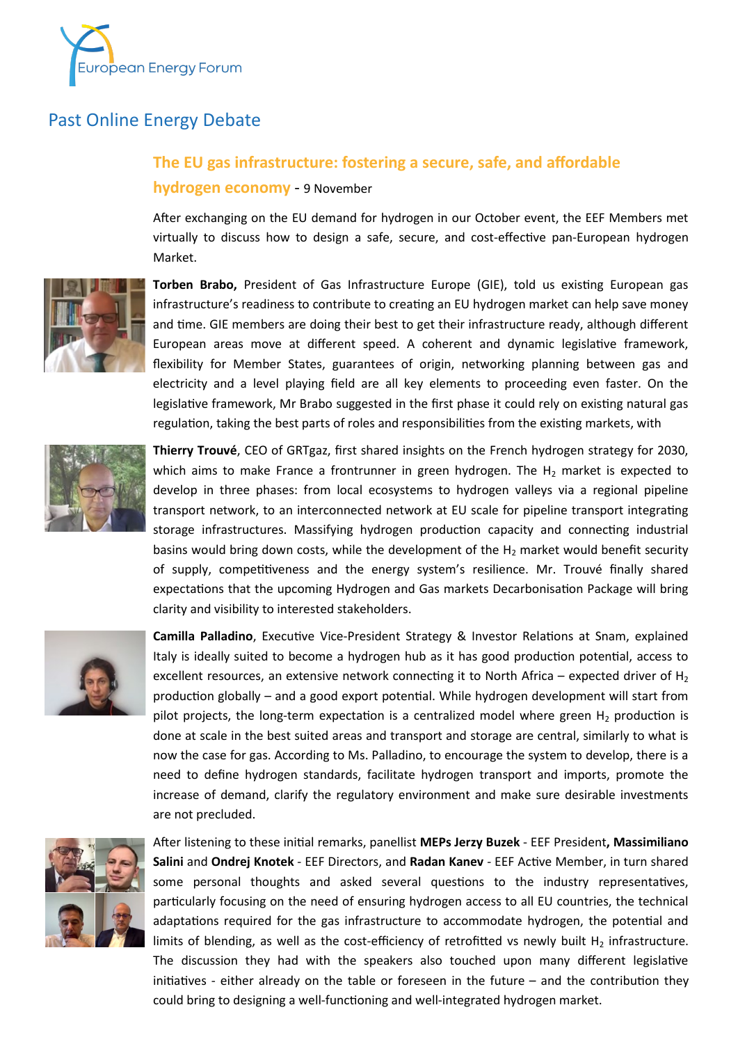European Energy Forum

## Past Online Energy Debate

### The EU gas infrastructure: fostering a secure, safe, and affordable hydrogen economy - 9 November

After exchanging on the EU demand for hydrogen in our October event, the EEF Members met virtually to discuss how to design a safe, secure, and cost-effective pan-European hydrogen Market.

**Torben Brabo,** President of Gas Infrastructure Europe (GIE), told us existing European gas infrastructure's readiness to contribute to creating an EU hydrogen market can help save money and time. GIE members are doing their best to get their infrastructure ready, although different European areas move at different speed. A coherent and dynamic legislative framework, flexibility for Member States, guarantees of origin, networking planning between gas and electricity and a level playing field are all key elements to proceeding even faster. On the legislative framework, Mr Brabo suggested in the first phase it could rely on existing natural gas regulation, taking the best parts of roles and responsibilities from the existing markets, with

**Thierry Trouvé**, CEO of GRTgaz, first shared insights on the French hydrogen strategy for 2030, which aims to make France a frontrunner in green hydrogen. The $H_2$ market is expected to develop in three phases: from local ecosystems to hydrogen valleys via a regional pipeline transport network, to an interconnected network at EU scale for pipeline transport integrating storage infrastructures. Massifying hydrogen production capacity and connecting industrial basins would bring down costs, while the development of the $H_2$ market would benefit security of supply, competitiveness and the energy system's resilience. Mr. Trouvé finally shared expectations that the upcoming Hydrogen and Gas markets Decarbonisation Package will bring clarity and visibility to interested stakeholders.

**Camilla Palladino**, Executive Vice-President Strategy & Investor Relations at Snam, explained Italy is ideally suited to become a hydrogen hub as it has good production potential, access to excellent resources, an extensive network connecting it to North Africa – expected driver of $H_2$ production globally – and a good export potential. While hydrogen development will start from pilot projects, the long-term expectation is a centralized model where green $H_2$ production is done at scale in the best suited areas and transport and storage are central, similarly to what is now the case for gas. According to Ms. Palladino, to encourage the system to develop, there is a need to define hydrogen standards, facilitate hydrogen transport and imports, promote the increase of demand, clarify the regulatory environment and make sure desirable investments are not precluded.

After listening to these initial remarks, panellist **MEPs Jerzy Buzek** - EEF President**, Massimiliano Salini** and **Ondrej Knotek** - EEF Directors, and **Radan Kanev** - EEF Active Member, in turn shared some personal thoughts and asked several questions to the industry representatives, particularly focusing on the need of ensuring hydrogen access to all EU countries, the technical adaptations required for the gas infrastructure to accommodate hydrogen, the potential and limits of blending, as well as the cost-efficiency of retrofitted vs newly built $H_2$ infrastructure. The discussion they had with the speakers also touched upon many different legislative initiatives - either already on the table or foreseen in the future – and the contribution they could bring to designing a well-functioning and well-integrated hydrogen market.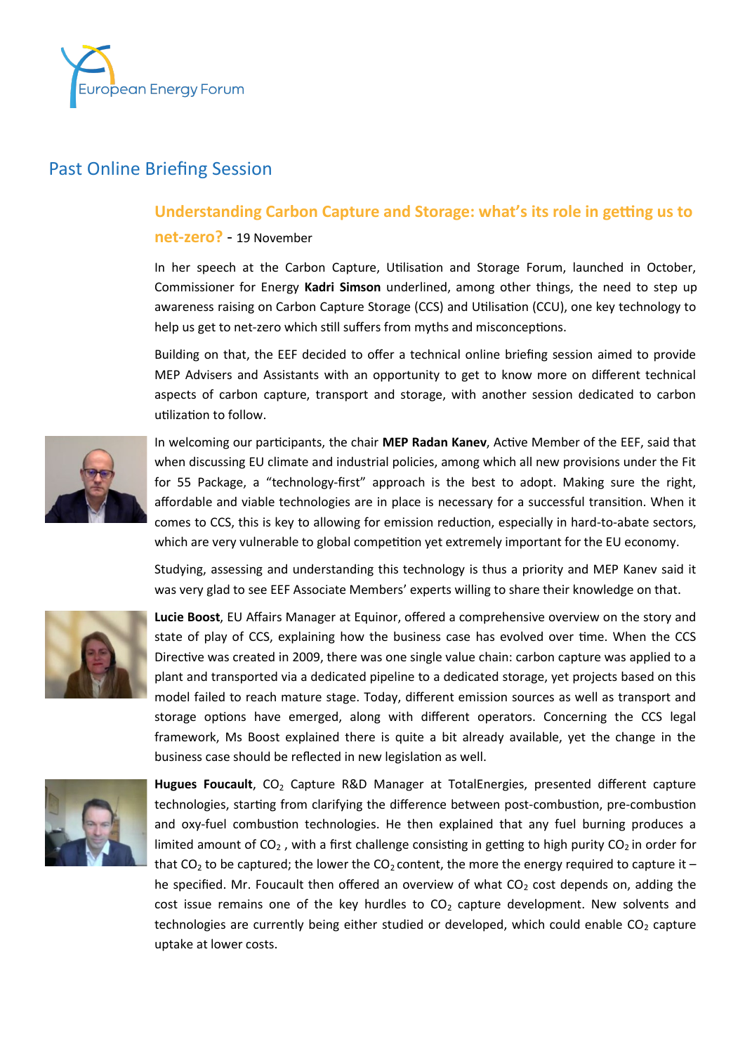# Past Online Briefing Session

## Understanding Carbon Capture and Storage: what's its role in getting us to net-zero? - 19 November

In her speech at the Carbon Capture, Utilisation and Storage Forum, launched in October, Commissioner for Energy **Kadri Simson** underlined, among other things, the need to step up awareness raising on Carbon Capture Storage (CCS) and Utilisation (CCU), one key technology to help us get to net-zero which still suffers from myths and misconceptions.

Building on that, the EEF decided to offer a technical online briefing session aimed to provide MEP Advisers and Assistants with an opportunity to get to know more on different technical aspects of carbon capture, transport and storage, with another session dedicated to carbon utilization to follow.

In welcoming our participants, the chair **MEP Radan Kanev**, Active Member of the EEF, said that when discussing EU climate and industrial policies, among which all new provisions under the Fit for 55 Package, a "technology-first" approach is the best to adopt. Making sure the right, affordable and viable technologies are in place is necessary for a successful transition. When it comes to CCS, this is key to allowing for emission reduction, especially in hard-to-abate sectors, which are very vulnerable to global competition yet extremely important for the EU economy.

Studying, assessing and understanding this technology is thus a priority and MEP Kanev said it was very glad to see EEF Associate Members' experts willing to share their knowledge on that.

**Lucie Boost**, EU Affairs Manager at Equinor, offered a comprehensive overview on the story and state of play of CCS, explaining how the business case has evolved over time. When the CCS Directive was created in 2009, there was one single value chain: carbon capture was applied to a plant and transported via a dedicated pipeline to a dedicated storage, yet projects based on this model failed to reach mature stage. Today, different emission sources as well as transport and storage options have emerged, along with different operators. Concerning the CCS legal framework, Ms Boost explained there is quite a bit already available, yet the change in the business case should be reflected in new legislation as well.

**Hugues Foucault**, $CO_2$ Capture R&D Manager at TotalEnergies, presented different capture technologies, starting from clarifying the difference between post-combustion, pre-combustion and oxy-fuel combustion technologies. He then explained that any fuel burning produces a limited amount of $CO_2$ , with a first challenge consisting in getting to high purity $CO_2$ in order for that $CO_2$ to be captured; the lower the $CO_2$ content, the more the energy required to capture it – he specified. Mr. Foucault then offered an overview of what $CO_2$ cost depends on, adding the cost issue remains one of the key hurdles to $CO_2$ capture development. New solvents and technologies are currently being either studied or developed, which could enable $CO_2$ capture uptake at lower costs.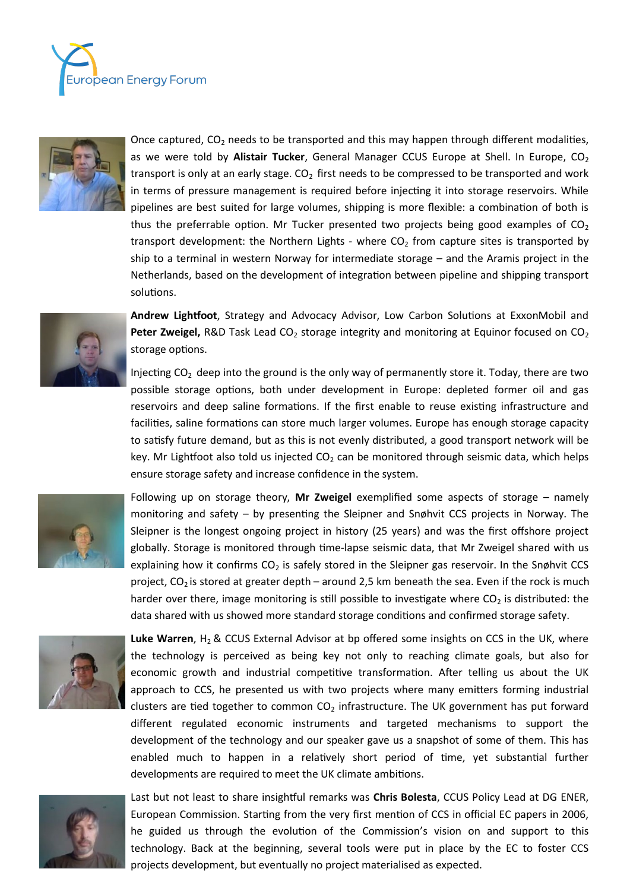Once captured, $CO_2$ needs to be transported and this may happen through different modalities, as we were told by **Alistair Tucker**, General Manager CCUS Europe at Shell. In Europe, $CO_2$ transport is only at an early stage. $CO_2$ first needs to be compressed to be transported and work in terms of pressure management is required before injecting it into storage reservoirs. While pipelines are best suited for large volumes, shipping is more flexible: a combination of both is thus the preferrable option. Mr Tucker presented two projects being good examples of $CO_2$ transport development: the Northern Lights - where $CO_2$ from capture sites is transported by ship to a terminal in western Norway for intermediate storage – and the Aramis project in the Netherlands, based on the development of integration between pipeline and shipping transport solutions.

**Andrew Lightfoot**, Strategy and Advocacy Advisor, Low Carbon Solutions at ExxonMobil and **Peter Zweigel,** R&D Task Lead $CO_2$ storage integrity and monitoring at Equinor focused on $CO_2$ storage options.

Injecting $CO_2$ deep into the ground is the only way of permanently store it. Today, there are two possible storage options, both under development in Europe: depleted former oil and gas reservoirs and deep saline formations. If the first enable to reuse existing infrastructure and facilities, saline formations can store much larger volumes. Europe has enough storage capacity to satisfy future demand, but as this is not evenly distributed, a good transport network will be key. Mr Lightfoot also told us injected $CO_2$ can be monitored through seismic data, which helps ensure storage safety and increase confidence in the system.

Following up on storage theory, **Mr Zweigel** exemplified some aspects of storage – namely monitoring and safety – by presenting the Sleipner and Snøhvit CCS projects in Norway. The Sleipner is the longest ongoing project in history (25 years) and was the first offshore project globally. Storage is monitored through time-lapse seismic data, that Mr Zweigel shared with us explaining how it confirms $CO_2$ is safely stored in the Sleipner gas reservoir. In the Snøhvit CCS project, $CO_2$ is stored at greater depth – around 2,5 km beneath the sea. Even if the rock is much harder over there, image monitoring is still possible to investigate where $CO_2$ is distributed: the data shared with us showed more standard storage conditions and confirmed storage safety.

**Luke Warren**, $H_2$ & CCUS External Advisor at bp offered some insights on CCS in the UK, where the technology is perceived as being key not only to reaching climate goals, but also for economic growth and industrial competitive transformation. After telling us about the UK approach to CCS, he presented us with two projects where many emitters forming industrial clusters are tied together to common $CO_2$ infrastructure. The UK government has put forward different regulated economic instruments and targeted mechanisms to support the development of the technology and our speaker gave us a snapshot of some of them. This has enabled much to happen in a relatively short period of time, yet substantial further developments are required to meet the UK climate ambitions.

Last but not least to share insightful remarks was **Chris Bolesta**, CCUS Policy Lead at DG ENER, European Commission. Starting from the very first mention of CCS in official EC papers in 2006, he guided us through the evolution of the Commission's vision on and support to this technology. Back at the beginning, several tools were put in place by the EC to foster CCS projects development, but eventually no project materialised as expected.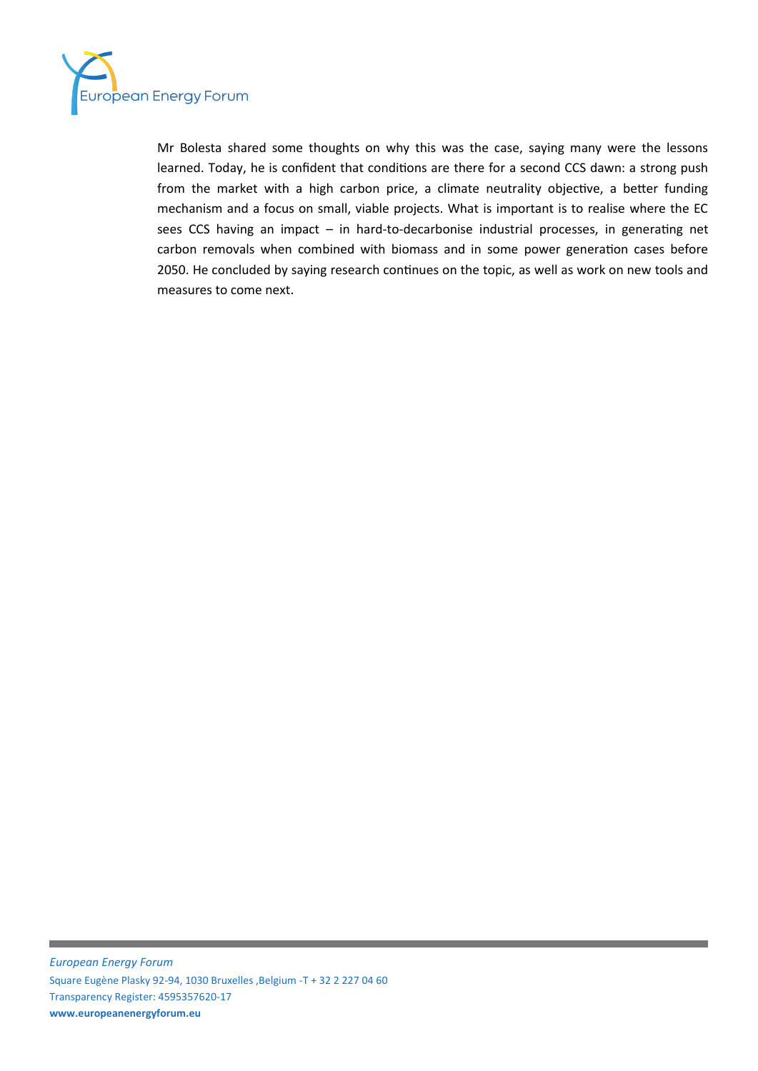Mr Bolesta shared some thoughts on why this was the case, saying many were the lessons learned. Today, he is confident that conditions are there for a second CCS dawn: a strong push from the market with a high carbon price, a climate neutrality objective, a better funding mechanism and a focus on small, viable projects. What is important is to realise where the EC sees CCS having an impact – in hard-to-decarbonise industrial processes, in generating net carbon removals when combined with biomass and in some power generation cases before 2050. He concluded by saying research continues on the topic, as well as work on new tools and measures to come next.